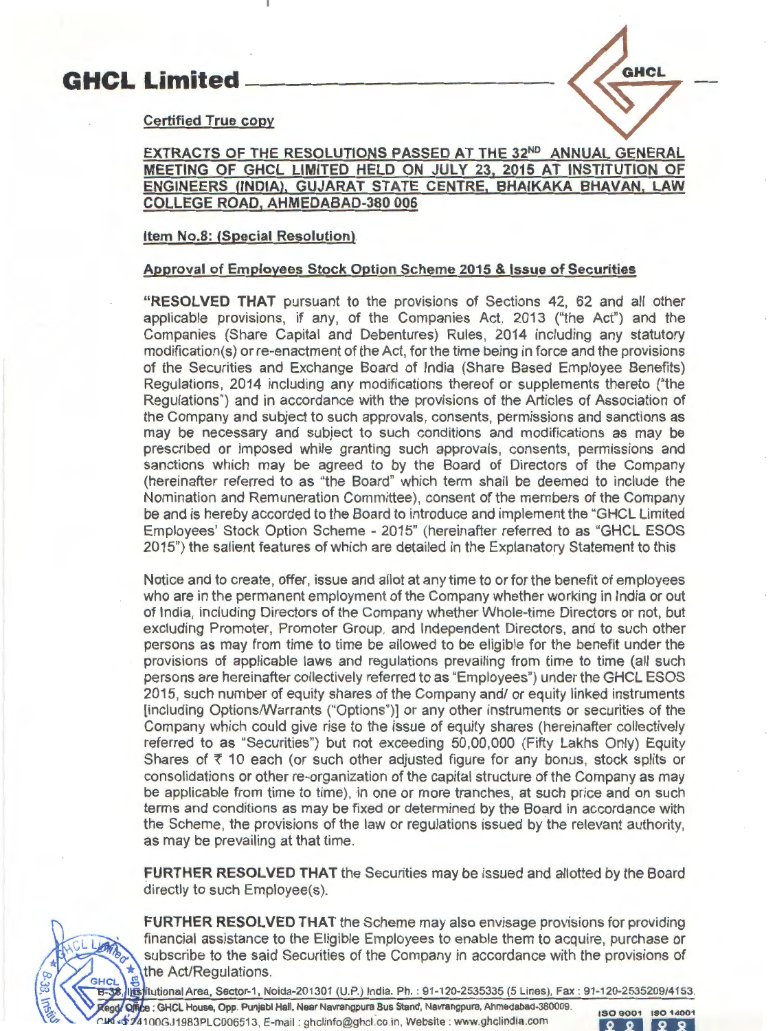# GHCL Limited

**Certified True copy**

**EXTRACTS OF THE RESOLUTIONS PASSED AT THE 32ND ANNUAL GENERAL MEETING OF GHCL LIMITED HELD ON JULY 23, 2015 AT INSTITUTION OF ENGINEERS (INDIA), GUJARAT STATE CENTRE, BHAIKAKA BHAVAN, LAW COLLEGE ROAD, AHMEDABAD-380 006**

**Item No.8: (Special Resolution)**

**Approval of Employees Stock Option Scheme 2015 & Issue of Securities**

"**RESOLVED THAT** pursuant to the provisions of Sections 42, 62 and all other applicable provisions, if any, of the Companies Act, 2013 ("the Act") and the Companies (Share Capital and Debentures) Rules, 2014 including any statutory modification(s) or re-enactment of the Act, for the time being in force and the provisions of the Securities and Exchange Board of India (Share Based Employee Benefits) Regulations, 2014 including any modifications thereof or supplements thereto ("the Regulations") and in accordance with the provisions of the Articles of Association of the Company and subject to such approvals, consents, permissions and sanctions as may be necessary and subject to such conditions and modifications as may be prescribed or imposed while granting such approvals, consents, permissions and sanctions which may be agreed to by the Board of Directors of the Company (hereinafter referred to as "the Board" which term shall be deemed to include the Nomination and Remuneration Committee), consent of the members of the Company be and is hereby accorded to the Board to introduce and implement the "GHCL Limited Employees' Stock Option Scheme - 2015" (hereinafter referred to as "GHCL ESOS 2015") the salient features of which are detailed in the Explanatory Statement to this

Notice and to create, offer, issue and allot at any time to or for the benefit of employees who are in the permanent employment of the Company whether working in India or out of India, including Directors of the Company whether Whole-time Directors or not, but excluding Promoter, Promoter Group, and Independent Directors, and to such other persons as may from time to time be allowed to be eligible for the benefit under the provisions of applicable laws and regulations prevailing from time to time (all such persons are hereinafter collectively referred to as "Employees") under the GHCL ESOS 2015, such number of equity shares of the Company and/ or equity linked instruments [including Options/Warrants ("Options")] or any other instruments or securities of the Company which could give rise to the issue of equity shares (hereinafter collectively referred to as "Securities") but not exceeding 50,00,000 (Fifty Lakhs Only) Equity Shares of ₹ 10 each (or such other adjusted figure for any bonus, stock splits or consolidations or other re-organization of the capital structure of the Company as may be applicable from time to time), in one or more tranches, at such price and on such terms and conditions as may be fixed or determined by the Board in accordance with the Scheme, the provisions of the law or regulations issued by the relevant authority, as may be prevailing at that time.

**FURTHER RESOLVED THAT** the Securities may be issued and allotted by the Board directly to such Employee(s).

**FURTHER RESOLVED THAT** the Scheme may also envisage provisions for providing financial assistance to the Eligible Employees to enable them to acquire, purchase or subscribe to the said Securities of the Company in accordance with the provisions of the Act/Regulations.

B-38, Institutional Area, Sector-1, Noida-201301 (U.P.) India. Ph. : 91-120-2535335 (5 Lines), Fax : 91-120-2535209/4153.
Regd. Office : GHCL House, Opp. Punjabi Hall, Near Navrangpura Bus Stand, Navrangpura, Ahmedabad-380009.
CIN : L24100GJ1983PLC006513, E-mail : ghclinfo@ghcl.co.in, Website : www.ghclindia.com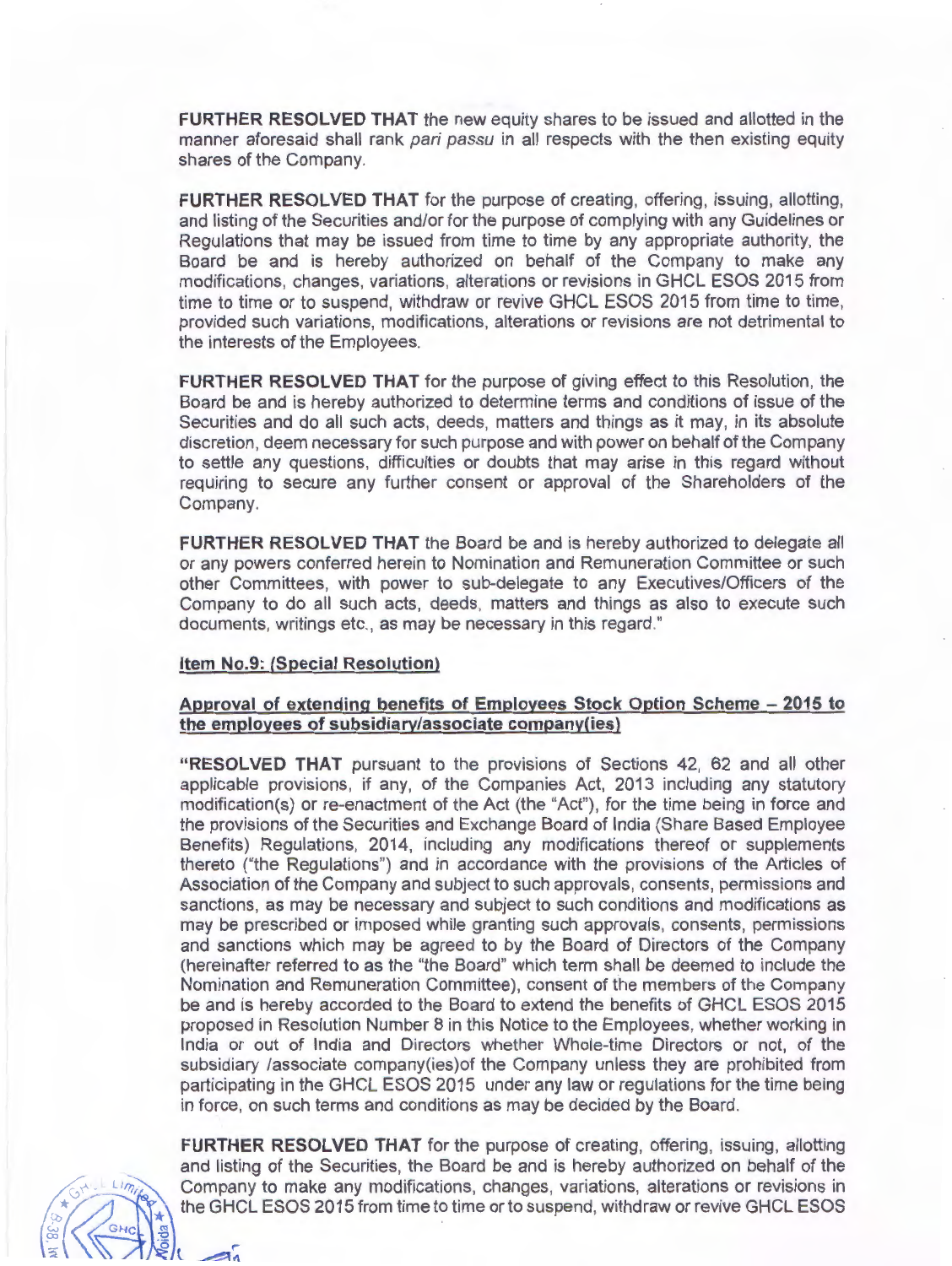**FURTHER RESOLVED THAT** the new equity shares to be issued and allotted in the manner aforesaid shall rank *pari passu* in all respects with the then existing equity shares of the Company.

**FURTHER RESOLVED THAT** for the purpose of creating, offering, issuing, allotting, and listing of the Securities and/or for the purpose of complying with any Guidelines or Regulations that may be issued from time to time by any appropriate authority, the Board be and is hereby authorized on behalf of the Company to make any modifications, changes, variations, alterations or revisions in GHCL ESOS 2015 from time to time or to suspend, withdraw or revive GHCL ESOS 2015 from time to time, provided such variations, modifications, alterations or revisions are not detrimental to the interests of the Employees.

**FURTHER RESOLVED THAT** for the purpose of giving effect to this Resolution, the Board be and is hereby authorized to determine terms and conditions of issue of the Securities and do all such acts, deeds, matters and things as it may, in its absolute discretion, deem necessary for such purpose and with power on behalf of the Company to settle any questions, difficulties or doubts that may arise in this regard without requiring to secure any further consent or approval of the Shareholders of the Company.

**FURTHER RESOLVED THAT** the Board be and is hereby authorized to delegate all or any powers conferred herein to Nomination and Remuneration Committee or such other Committees, with power to sub-delegate to any Executives/Officers of the Company to do all such acts, deeds, matters and things as also to execute such documents, writings etc., as may be necessary in this regard."

**Item No.9: (Special Resolution)**

**Approval of extending benefits of Employees Stock Option Scheme – 2015 to the employees of subsidiary/associate company(ies)**

"**RESOLVED THAT** pursuant to the provisions of Sections 42, 62 and all other applicable provisions, if any, of the Companies Act, 2013 including any statutory modification(s) or re-enactment of the Act (the "Act"), for the time being in force and the provisions of the Securities and Exchange Board of India (Share Based Employee Benefits) Regulations, 2014, including any modifications thereof or supplements thereto ("the Regulations") and in accordance with the provisions of the Articles of Association of the Company and subject to such approvals, consents, permissions and sanctions, as may be necessary and subject to such conditions and modifications as may be prescribed or imposed while granting such approvals, consents, permissions and sanctions which may be agreed to by the Board of Directors of the Company (hereinafter referred to as the "the Board" which term shall be deemed to include the Nomination and Remuneration Committee), consent of the members of the Company be and is hereby accorded to the Board to extend the benefits of GHCL ESOS 2015 proposed in Resolution Number 8 in this Notice to the Employees, whether working in India or out of India and Directors whether Whole-time Directors or not, of the subsidiary /associate company(ies)of the Company unless they are prohibited from participating in the GHCL ESOS 2015 under any law or regulations for the time being in force, on such terms and conditions as may be decided by the Board.

**FURTHER RESOLVED THAT** for the purpose of creating, offering, issuing, allotting and listing of the Securities, the Board be and is hereby authorized on behalf of the Company to make any modifications, changes, variations, alterations or revisions in the GHCL ESOS 2015 from time to time or to suspend, withdraw or revive GHCL ESOS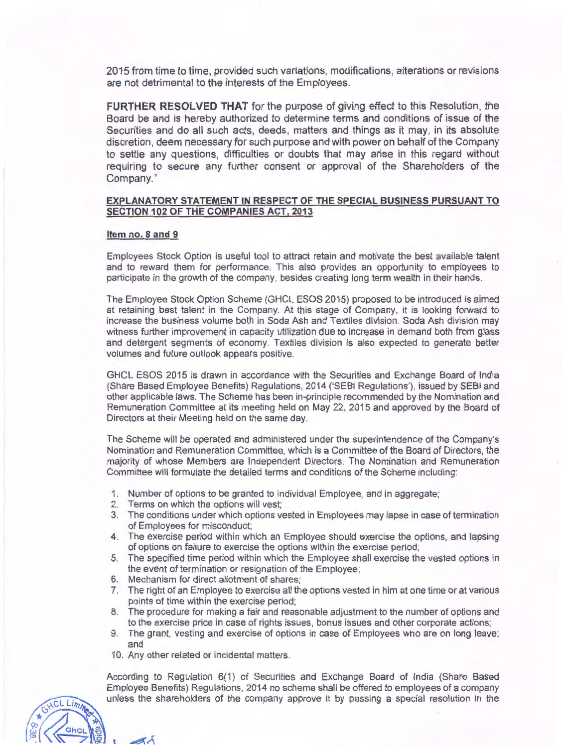2015 from time to time, provided such variations, modifications, alterations or revisions are not detrimental to the interests of the Employees.

**FURTHER RESOLVED THAT** for the purpose of giving effect to this Resolution, the Board be and is hereby authorized to determine terms and conditions of issue of the Securities and do all such acts, deeds, matters and things as it may, in its absolute discretion, deem necessary for such purpose and with power on behalf of the Company to settle any questions, difficulties or doubts that may arise in this regard without requiring to secure any further consent or approval of the Shareholders of the Company."

**EXPLANATORY STATEMENT IN RESPECT OF THE SPECIAL BUSINESS PURSUANT TO SECTION 102 OF THE COMPANIES ACT, 2013**

**Item no. 8 and 9**

Employees Stock Option is useful tool to attract retain and motivate the best available talent and to reward them for performance. This also provides an opportunity to employees to participate in the growth of the company, besides creating long term wealth in their hands.

The Employee Stock Option Scheme (GHCL ESOS 2015) proposed to be introduced is aimed at retaining best talent in the Company. At this stage of Company, it is looking forward to increase the business volume both in Soda Ash and Textiles division. Soda Ash division may witness further improvement in capacity utilization due to increase in demand both from glass and detergent segments of economy. Textiles division is also expected to generate better volumes and future outlook appears positive.

GHCL ESOS 2015 is drawn in accordance with the Securities and Exchange Board of India (Share Based Employee Benefits) Regulations, 2014 ('SEBI Regulations'), issued by SEBI and other applicable laws. The Scheme has been in-principle recommended by the Nomination and Remuneration Committee at its meeting held on May 22, 2015 and approved by the Board of Directors at their Meeting held on the same day.

The Scheme will be operated and administered under the superintendence of the Company's Nomination and Remuneration Committee, which is a Committee of the Board of Directors, the majority of whose Members are Independent Directors. The Nomination and Remuneration Committee will formulate the detailed terms and conditions of the Scheme including:

1. Number of options to be granted to individual Employee, and in aggregate;
2. Terms on which the options will vest;
3. The conditions under which options vested in Employees may lapse in case of termination of Employees for misconduct;
4. The exercise period within which an Employee should exercise the options, and lapsing of options on failure to exercise the options within the exercise period;
5. The specified time period within which the Employee shall exercise the vested options in the event of termination or resignation of the Employee;
6. Mechanism for direct allotment of shares;
7. The right of an Employee to exercise all the options vested in him at one time or at various points of time within the exercise period;
8. The procedure for making a fair and reasonable adjustment to the number of options and to the exercise price in case of rights issues, bonus issues and other corporate actions;
9. The grant, vesting and exercise of options in case of Employees who are on long leave; and
10. Any other related or incidental matters.

According to Regulation 6(1) of Securities and Exchange Board of India (Share Based Employee Benefits) Regulations, 2014 no scheme shall be offered to employees of a company unless the shareholders of the company approve it by passing a special resolution in the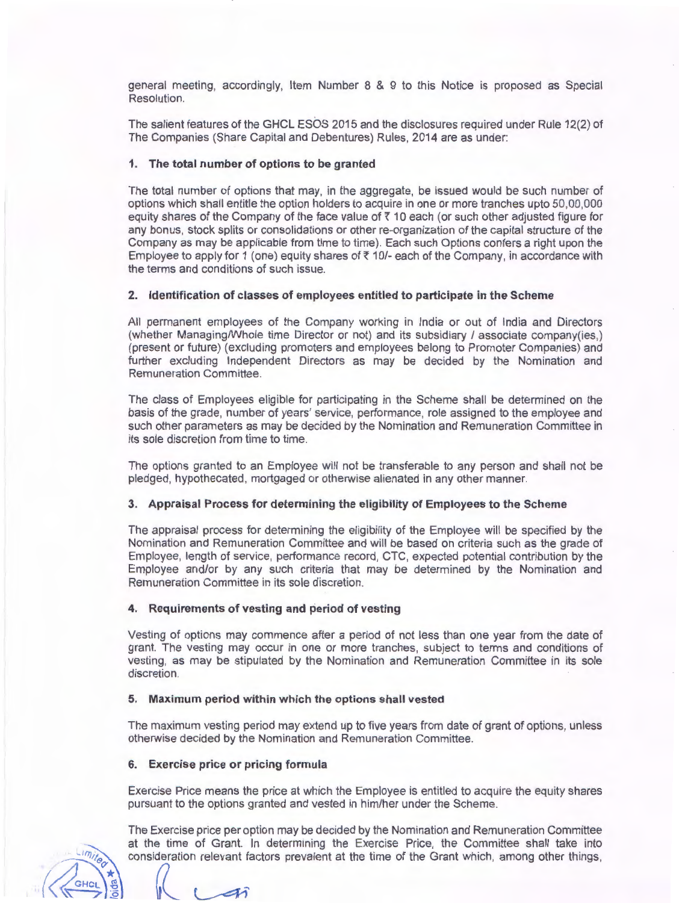general meeting, accordingly, Item Number 8 & 9 to this Notice is proposed as Special Resolution.

The salient features of the GHCL ESOS 2015 and the disclosures required under Rule 12(2) of The Companies (Share Capital and Debentures) Rules, 2014 are as under:

### 1. The total number of options to be granted

The total number of options that may, in the aggregate, be issued would be such number of options which shall entitle the option holders to acquire in one or more tranches upto 50,00,000 equity shares of the Company of the face value of ₹ 10 each (or such other adjusted figure for any bonus, stock splits or consolidations or other re-organization of the capital structure of the Company as may be applicable from time to time). Each such Options confers a right upon the Employee to apply for 1 (one) equity shares of ₹ 10/- each of the Company, in accordance with the terms and conditions of such issue.

### 2. Identification of classes of employees entitled to participate in the Scheme

All permanent employees of the Company working in India or out of India and Directors (whether Managing/Whole time Director or not) and its subsidiary / associate company(ies,) (present or future) (excluding promoters and employees belong to Promoter Companies) and further excluding Independent Directors as may be decided by the Nomination and Remuneration Committee.

The class of Employees eligible for participating in the Scheme shall be determined on the basis of the grade, number of years' service, performance, role assigned to the employee and such other parameters as may be decided by the Nomination and Remuneration Committee in its sole discretion from time to time.

The options granted to an Employee will not be transferable to any person and shall not be pledged, hypothecated, mortgaged or otherwise alienated in any other manner.

### 3. Appraisal Process for determining the eligibility of Employees to the Scheme

The appraisal process for determining the eligibility of the Employee will be specified by the Nomination and Remuneration Committee and will be based on criteria such as the grade of Employee, length of service, performance record, CTC, expected potential contribution by the Employee and/or by any such criteria that may be determined by the Nomination and Remuneration Committee in its sole discretion.

### 4. Requirements of vesting and period of vesting

Vesting of options may commence after a period of not less than one year from the date of grant. The vesting may occur in one or more tranches, subject to terms and conditions of vesting, as may be stipulated by the Nomination and Remuneration Committee in its sole discretion.

### 5. Maximum period within which the options shall vested

The maximum vesting period may extend up to five years from date of grant of options, unless otherwise decided by the Nomination and Remuneration Committee.

### 6. Exercise price or pricing formula

Exercise Price means the price at which the Employee is entitled to acquire the equity shares pursuant to the options granted and vested in him/her under the Scheme.

The Exercise price per option may be decided by the Nomination and Remuneration Committee at the time of Grant. In determining the Exercise Price, the Committee shall take into consideration relevant factors prevalent at the time of the Grant which, among other things,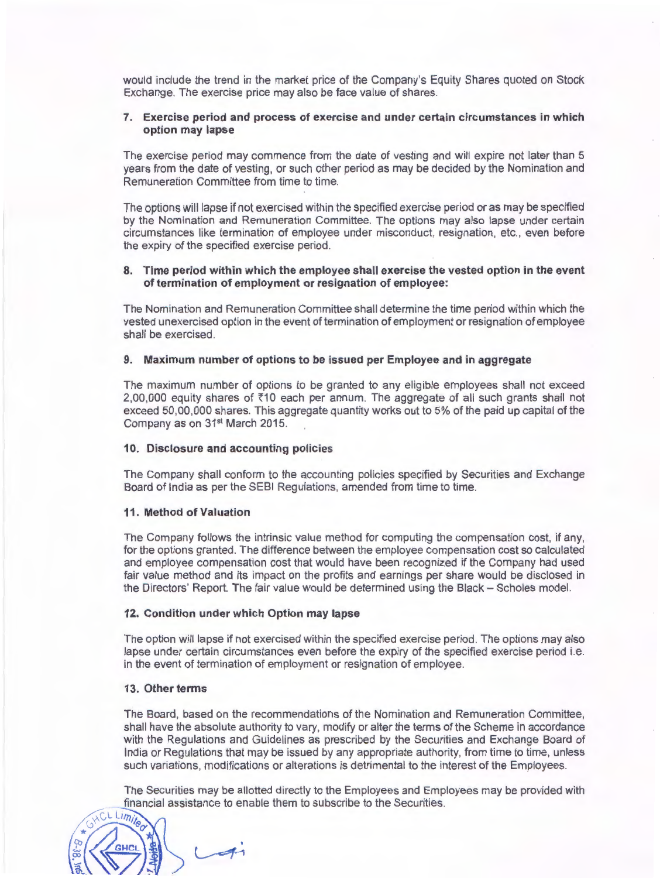would include the trend in the market price of the Company's Equity Shares quoted on Stock Exchange. The exercise price may also be face value of shares.

### 7. Exercise period and process of exercise and under certain circumstances in which option may lapse

The exercise period may commence from the date of vesting and will expire not later than 5 years from the date of vesting, or such other period as may be decided by the Nomination and Remuneration Committee from time to time.

The options will lapse if not exercised within the specified exercise period or as may be specified by the Nomination and Remuneration Committee. The options may also lapse under certain circumstances like termination of employee under misconduct, resignation, etc., even before the expiry of the specified exercise period.

### 8. Time period within which the employee shall exercise the vested option in the event of termination of employment or resignation of employee:

The Nomination and Remuneration Committee shall determine the time period within which the vested unexercised option in the event of termination of employment or resignation of employee shall be exercised.

### 9. Maximum number of options to be issued per Employee and in aggregate

The maximum number of options to be granted to any eligible employees shall not exceed 2,00,000 equity shares of ₹10 each per annum. The aggregate of all such grants shall not exceed 50,00,000 shares. This aggregate quantity works out to 5% of the paid up capital of the Company as on 31st March 2015.

### 10. Disclosure and accounting policies

The Company shall conform to the accounting policies specified by Securities and Exchange Board of India as per the SEBI Regulations, amended from time to time.

### 11. Method of Valuation

The Company follows the intrinsic value method for computing the compensation cost, if any, for the options granted. The difference between the employee compensation cost so calculated and employee compensation cost that would have been recognized if the Company had used fair value method and its impact on the profits and earnings per share would be disclosed in the Directors' Report. The fair value would be determined using the Black – Scholes model.

### 12. Condition under which Option may lapse

The option will lapse if not exercised within the specified exercise period. The options may also lapse under certain circumstances even before the expiry of the specified exercise period i.e. in the event of termination of employment or resignation of employee.

### 13. Other terms

The Board, based on the recommendations of the Nomination and Remuneration Committee, shall have the absolute authority to vary, modify or alter the terms of the Scheme in accordance with the Regulations and Guidelines as prescribed by the Securities and Exchange Board of India or Regulations that may be issued by any appropriate authority, from time to time, unless such variations, modifications or alterations is detrimental to the interest of the Employees.

The Securities may be allotted directly to the Employees and Employees may be provided with financial assistance to enable them to subscribe to the Securities.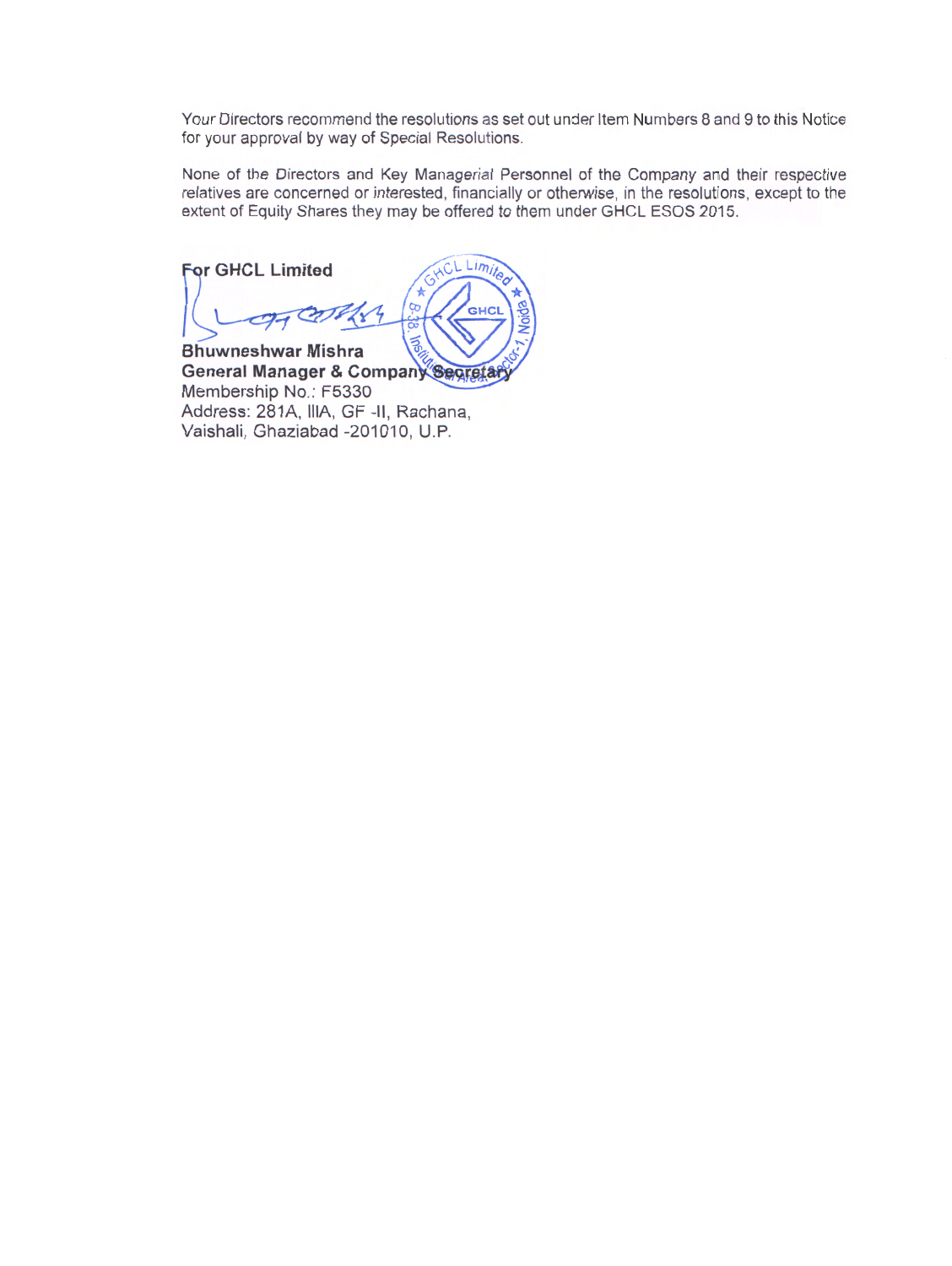Your Directors recommend the resolutions as set out under Item Numbers 8 and 9 to this Notice for your approval by way of Special Resolutions.

None of the Directors and Key Managerial Personnel of the Company and their respective relatives are concerned or interested, financially or otherwise, in the resolutions, except to the extent of Equity Shares they may be offered to them under GHCL ESOS 2015.

**For GHCL Limited**

**Bhuwneshwar Mishra**
**General Manager & Company Secretary**
Membership No.: F5330
Address: 281A, IIIA, GF -II, Rachana,
Vaishali, Ghaziabad -201010, U.P.